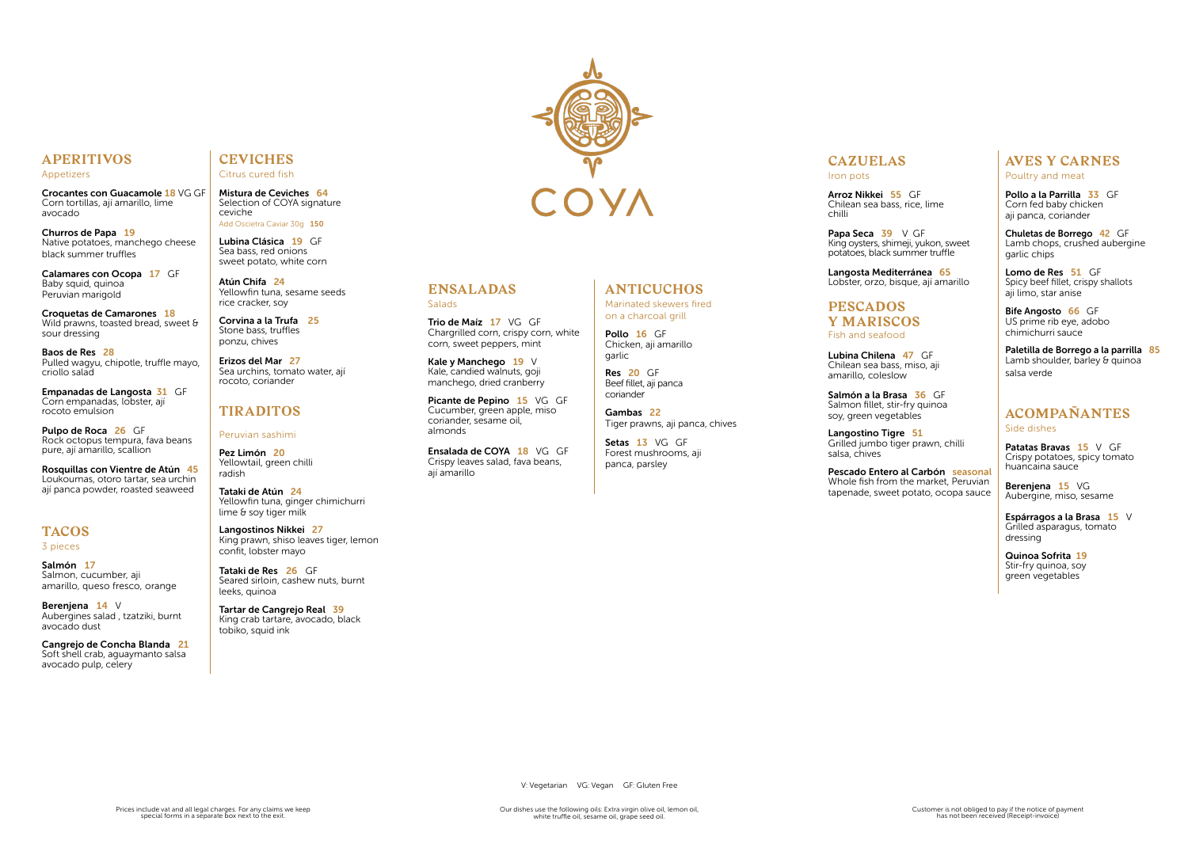# COYA

## APERITIVOS
Appetizers

**Crocantes con Guacamole** 18 VG GF
Corn tortillas, aji amarillo, lime avocado

**Churros de Papa** 19
Native potatoes, manchego cheese black summer truffles

**Calamares con Ocopa** 17 GF
Baby squid, quinoa Peruvian marigold

**Croquetas de Camarones** 18
Wild prawns, toasted bread, sweet & sour dressing

**Baos de Res** 28
Pulled wagyu, chipotle, truffle mayo, criollo salad

**Empanadas de Langosta** 31 GF
Corn empanadas, lobster, ají rocoto emulsion

**Pulpo de Roca** 26 GF
Rock octopus tempura, fava beans pure, aji amarillo, scallion

**Rosquillas con Vientre de Atún** 45
Loukoumas, otoro tartar, sea urchin aji panca powder, roasted seaweed

## TACOS
3 pieces

**Salmón** 17
Salmon, cucumber, aji amarillo, queso fresco, orange

**Berenjena** 14 V
Aubergines salad , tzatziki, burnt avocado dust

**Cangrejo de Concha Blanda** 21
Soft shell crab, aguaymanto salsa avocado pulp, celery

## CEVICHES
Citrus cured fish

**Mistura de Ceviches** 64
Selection of COYA signature ceviche
Add Oscietra Caviar 30g **150**

**Lubina Clásica** 19 GF
Sea bass, red onions sweet potato, white corn

**Atún Chifa** 24
Yellowfin tuna, sesame seeds rice cracker, soy

**Corvina a la Trufa** 25
Stone bass, truffles ponzu, chives

**Erizos del Mar** 27
Sea urchins, tomato water,ají rocoto, coriander

## TIRADITOS
Peruvian sashimi

**Pez Limón** 20
Yellowtail, green chilli radish

**Tataki de Atún** 24
Yellowfin tuna, ginger chimichurri lime & soy tiger milk

**Langostinos Nikkei** 27
King prawn, shiso leaves tiger, lemon confit, lobster mayo

**Tataki de Res** 26 GF
Seared sirloin, cashew nuts, burnt leeks, quinoa

**Tartar de Cangrejo Real** 39
King crab tartare, avocado, black tobiko, squid ink

## ENSALADAS
Salads

**Trio de Maíz** 17 VG GF
Chargrilled corn, crispy corn, white corn, sweet peppers, mint

**Kale y Manchego** 19 V
Kale, candied walnuts, goji manchego, dried cranberry

**Picante de Pepino** 15 VG GF
Cucumber, green apple, miso coriander, sesame oil, almonds

**Ensalada de COYA** 18 VG GF
Crispy leaves salad, fava beans, ají amarillo

## ANTICUCHOS
Marinated skewers fired on a charcoal grill

**Pollo** 16 GF
Chicken, aji amarillo garlic

**Res** 20 GF
Beef fillet, aji panca coriander

**Gambas** 22
Tiger prawns, aji panca, chives

**Setas** 13 VG GF
Forest mushrooms, aji panca, parsley

## CAZUELAS
Iron pots

**Arroz Nikkei** 55 GF
Chilean sea bass, rice, lime chilli

**Papa Seca** 39 V GF
King oysters, shimeji, yukon, sweet potatoes, black summer truffle

**Langosta Mediterránea** 65
Lobster, orzo, bisque, aji amarillo

## PESCADOS Y MARISCOS
Fish and seafood

**Lubina Chilena** 47 GF
Chilean sea bass, miso, aji amarillo, coleslow

**Salmón a la Brasa** 36 GF
Salmon fillet, stir-fry quinoa soy, green vegetables

**Langostino Tigre** 51
Grilled jumbo tiger prawn, chilli salsa, chives

**Pescado Entero al Carbón** seasonal
Whole fish from the market, Peruvian tapenade, sweet potato, ocopa sauce

## AVES Y CARNES
Poultry and meat

**Pollo a la Parrilla** 33 GF
Corn fed baby chicken aji panca, coriander

**Chuletas de Borrego** 42 GF
Lamb chops, crushed aubergine garlic chips

**Lomo de Res** 51 GF
Spicy beef fillet, crispy shallots aji limo, star anise

**Bife Angosto** 66 GF
US prime rib eye, adobo chimichurri sauce

**Paletilla de Borrego a la parrilla** 85
Lamb shoulder, barley & quinoa salsa verde

## ACOMPAÑANTES
Side dishes

**Patatas Bravas** 15 V GF
Crispy potatoes, spicy tomato huancaina sauce

**Berenjena** 15 VG
Aubergine, miso, sesame

**Espárragos a la Brasa** 15 V
Grilled asparagus, tomato dressing

**Quinoa Sofrita** 19
Stir-fry quinoa, soy green vegetables

V: Vegetarian VG: Vegan GF: Gluten Free

Prices include vat and all legal charges. For any claims we keep special forms in a separate box next to the exit.

Our dishes use the following oils: Extra virgin olive oil, lemon oil, white truffle oil, sesame oil, grape seed oil.

Customer is not obliged to pay if the notice of payment has not been received (Receipt-invoice)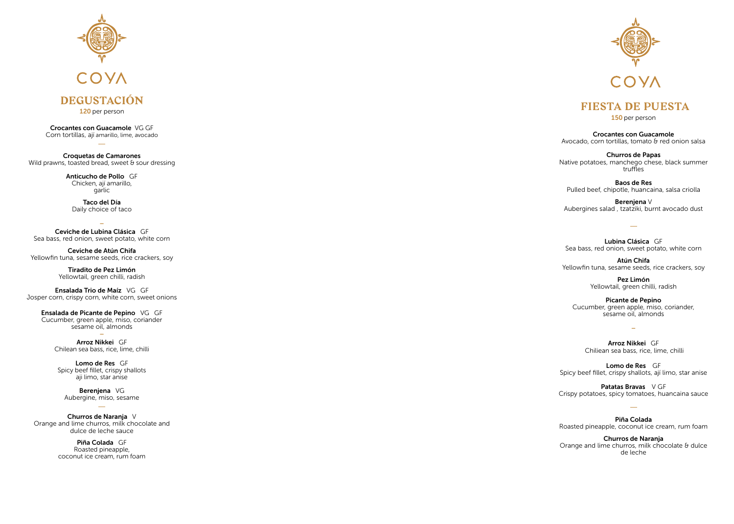COYA

# DEGUSTACIÓN

120 per person

**Crocantes con Guacamole** VG GF
Corn tortillas, ají amarillo, lime, avocado

—

**Croquetas de Camarones**
Wild prawns, toasted bread, sweet & sour dressing

**Anticucho de Pollo** GF
Chicken, ají amarillo, garlic

**Taco del Día**
Daily choice of taco

–

**Ceviche de Lubina Clásica** GF
Sea bass, red onion, sweet potato, white corn

**Ceviche de Atún Chifa**
Yellowfin tuna, sesame seeds, rice crackers, soy

**Tiradito de Pez Limón**
Yellowtail, green chilli, radish

**Ensalada Trio de Maíz** VG GF
Josper corn, crispy corn, white corn, sweet onions

**Ensalada de Picante de Pepino** VG GF
Cucumber, green apple, miso, coriander sesame oil, almonds

–

**Arroz Nikkei** GF
Chilean sea bass, rice, lime, chilli

**Lomo de Res** GF
Spicy beef fillet, crispy shallots aji limo, star anise

**Berenjena** VG
Aubergine, miso, sesame

—

**Churros de Naranja** V
Orange and lime churros, milk chocolate and dulce de leche sauce

**Piña Colada** GF
Roasted pineapple, coconut ice cream, rum foam

COYA

# FIESTA DE PUESTA

150 per person

**Crocantes con Guacamole**
Avocado, corn tortillas, tomato & red onion salsa

**Churros de Papas**
Native potatoes, manchego chese, black summer truffles

**Baos de Res**
Pulled beef, chipotle, huancaina, salsa criolla

**Berenjena** V
Aubergines salad , tzatziki, burnt avocado dust

—

**Lubina Clásica** GF
Sea bass, red onion, sweet potato, white corn

**Atún Chifa**
Yellowfin tuna, sesame seeds, rice crackers, soy

**Pez Limón**
Yellowtail, green chilli, radish

**Picante de Pepino**
Cucumber, green apple, miso, coriander, sesame oil, almonds

–

**Arroz Nikkei** GF
Chiliean sea bass, rice, lime, chilli

**Lomo de Res** GF
Spicy beef fillet, crispy shallots, ají limo, star anise

**Patatas Bravas** V GF
Crispy potatoes, spicy tomatoes, huancaina sauce

—

**Piña Colada**
Roasted pineapple, coconut ice cream, rum foam

**Churros de Naranja**
Orange and lime churros, milk chocolate & dulce de leche